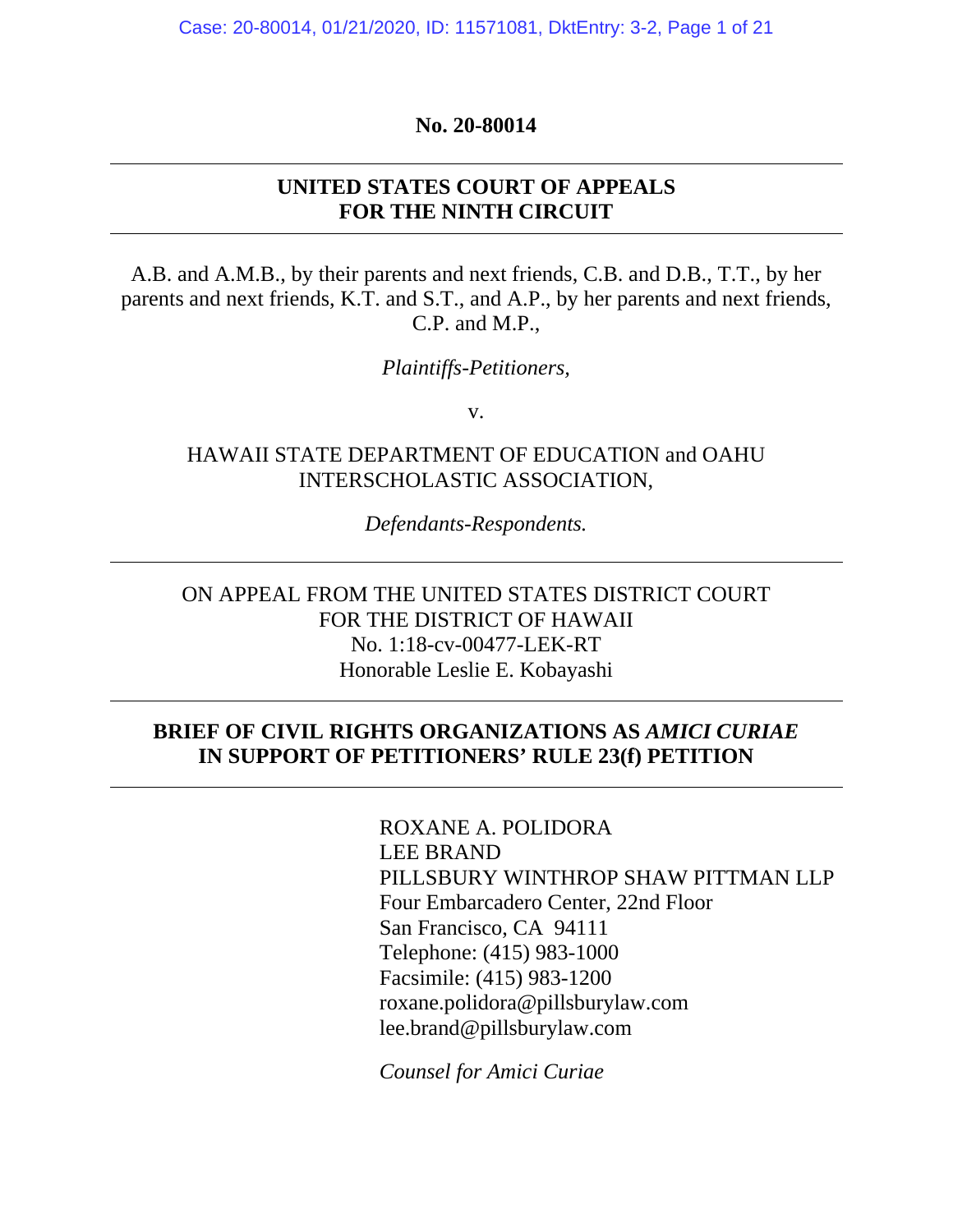**No. 20-80014**

---

**UNITED STATES COURT OF APPEALS**
**FOR THE NINTH CIRCUIT**

---

A.B. and A.M.B., by their parents and next friends, C.B. and D.B., T.T., by her parents and next friends, K.T. and S.T., and A.P., by her parents and next friends, C.P. and M.P.,

*Plaintiffs-Petitioners,*

v.

HAWAII STATE DEPARTMENT OF EDUCATION and OAHU INTERSCHOLASTIC ASSOCIATION,

*Defendants-Respondents.*

---

ON APPEAL FROM THE UNITED STATES DISTRICT COURT
FOR THE DISTRICT OF HAWAII
No. 1:18-cv-00477-LEK-RT
Honorable Leslie E. Kobayashi

---

**BRIEF OF CIVIL RIGHTS ORGANIZATIONS AS *AMICI CURIAE* IN SUPPORT OF PETITIONERS' RULE 23(f) PETITION**

---

ROXANE A. POLIDORA
LEE BRAND
PILLSBURY WINTHROP SHAW PITTMAN LLP
Four Embarcadero Center, 22nd Floor
San Francisco, CA 94111
Telephone: (415) 983-1000
Facsimile: (415) 983-1200
roxane.polidora@pillsburylaw.com
lee.brand@pillsburylaw.com

*Counsel for Amici Curiae*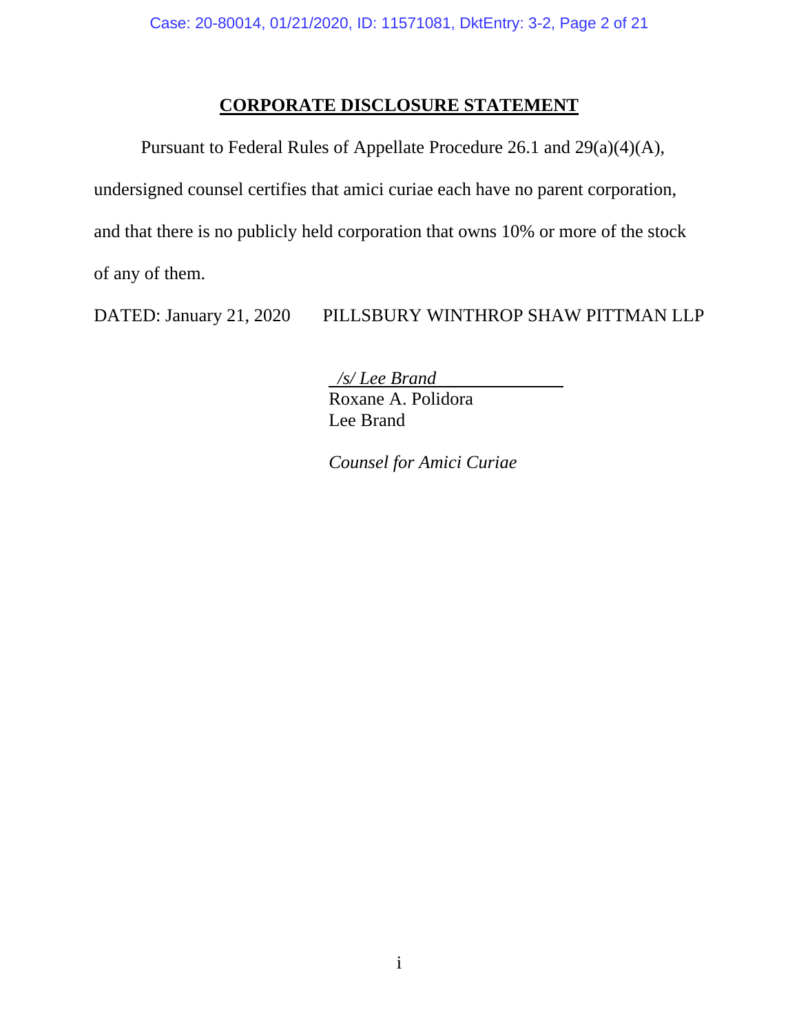## CORPORATE DISCLOSURE STATEMENT

Pursuant to Federal Rules of Appellate Procedure 26.1 and 29(a)(4)(A), undersigned counsel certifies that amici curiae each have no parent corporation, and that there is no publicly held corporation that owns 10% or more of the stock of any of them.

DATED: January 21, 2020 PILLSBURY WINTHROP SHAW PITTMAN LLP

*/s/ Lee Brand*
Roxane A. Polidora
Lee Brand

*Counsel for Amici Curiae*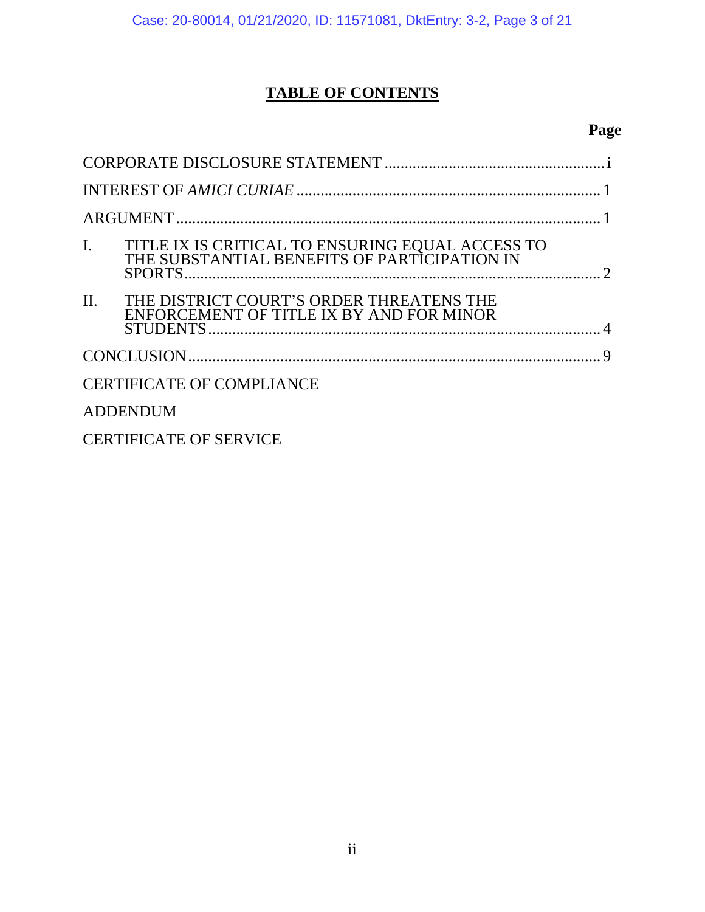# TABLE OF CONTENTS

| | Page |
|---|---|
| CORPORATE DISCLOSURE STATEMENT | i |
| INTEREST OF *AMICI CURIAE* | 1 |
| ARGUMENT | 1 |
| I. TITLE IX IS CRITICAL TO ENSURING EQUAL ACCESS TO THE SUBSTANTIAL BENEFITS OF PARTICIPATION IN SPORTS | 2 |
| II. THE DISTRICT COURT'S ORDER THREATENS THE ENFORCEMENT OF TITLE IX BY AND FOR MINOR STUDENTS | 4 |
| CONCLUSION | 9 |
| CERTIFICATE OF COMPLIANCE | |
| ADDENDUM | |
| CERTIFICATE OF SERVICE | |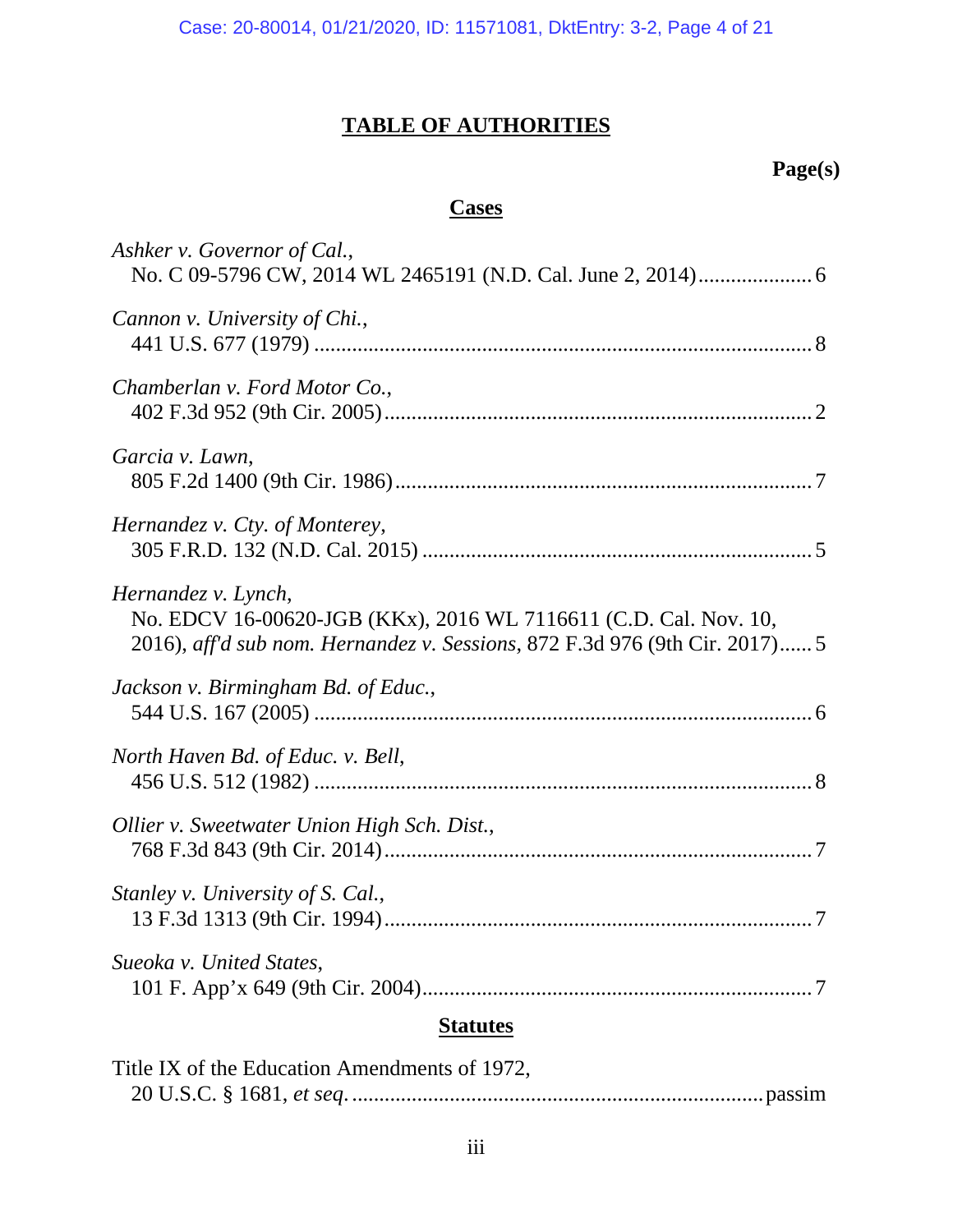# TABLE OF AUTHORITIES

**Page(s)**

## Cases

*Ashker v. Governor of Cal.*,
No. C 09-5796 CW, 2014 WL 2465191 (N.D. Cal. June 2, 2014) .................... 6

*Cannon v. University of Chi.*,
441 U.S. 677 (1979) .......................................................................................... 8

*Chamberlan v. Ford Motor Co.*,
402 F.3d 952 (9th Cir. 2005) .............................................................................. 2

*Garcia v. Lawn*,
805 F.2d 1400 (9th Cir. 1986) ............................................................................ 7

*Hernandez v. Cty. of Monterey*,
305 F.R.D. 132 (N.D. Cal. 2015) ....................................................................... 5

*Hernandez v. Lynch*,
No. EDCV 16-00620-JGB (KKx), 2016 WL 7116611 (C.D. Cal. Nov. 10, 2016), *aff'd sub nom. Hernandez v. Sessions*, 872 F.3d 976 (9th Cir. 2017) ...... 5

*Jackson v. Birmingham Bd. of Educ.*,
544 U.S. 167 (2005) .......................................................................................... 6

*North Haven Bd. of Educ. v. Bell*,
456 U.S. 512 (1982) .......................................................................................... 8

*Ollier v. Sweetwater Union High Sch. Dist.*,
768 F.3d 843 (9th Cir. 2014) .............................................................................. 7

*Stanley v. University of S. Cal.*,
13 F.3d 1313 (9th Cir. 1994) .............................................................................. 7

*Sueoka v. United States*,
101 F. App'x 649 (9th Cir. 2004) ....................................................................... 7

## Statutes

Title IX of the Education Amendments of 1972,
20 U.S.C. § 1681, *et seq.* .......................................................................... passim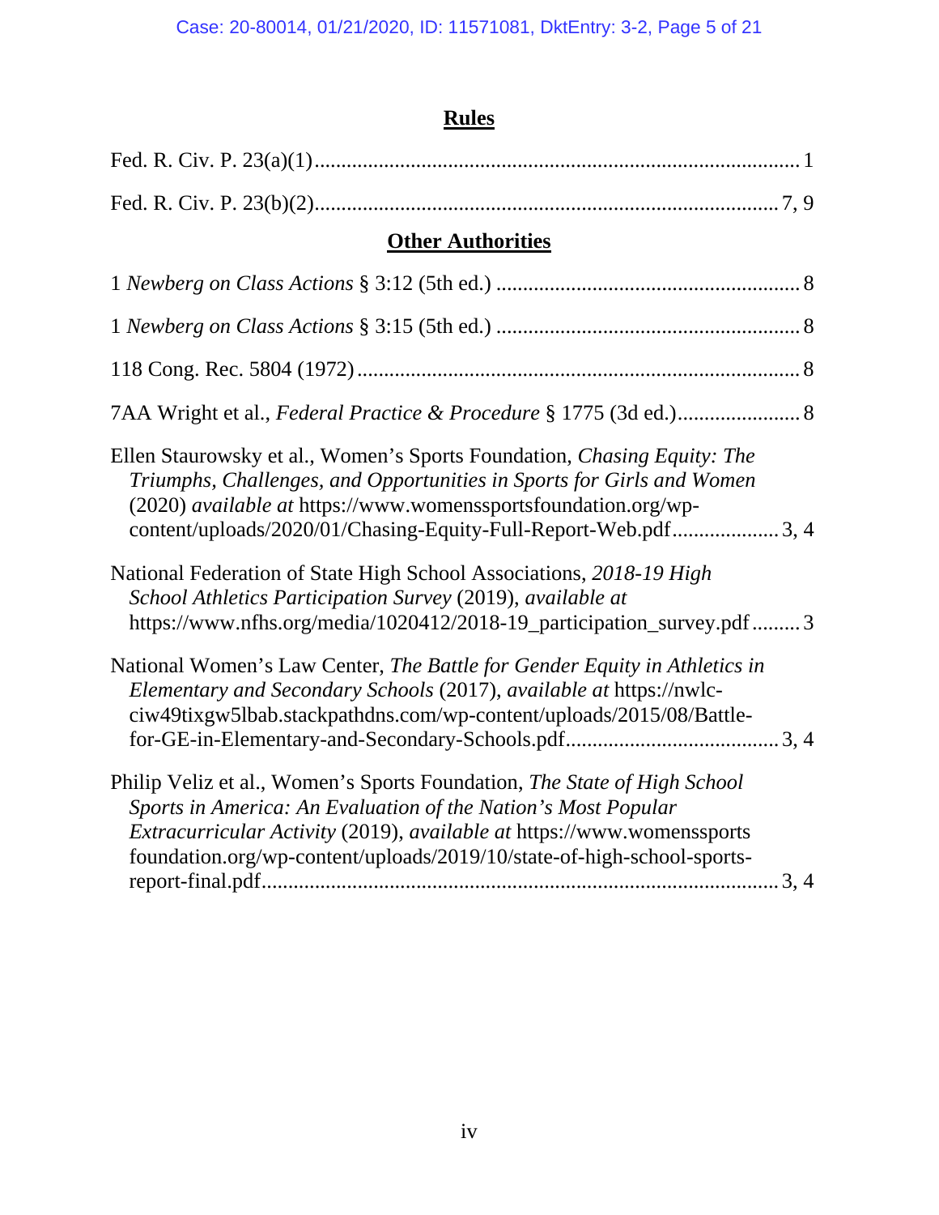## Rules

Fed. R. Civ. P. 23(a)(1).......................................................................................... 1

Fed. R. Civ. P. 23(b)(2).......................................................................................7, 9

## Other Authorities

1 *Newberg on Class Actions* § 3:12 (5th ed.) ......................................................... 8

1 *Newberg on Class Actions* § 3:15 (5th ed.) ......................................................... 8

118 Cong. Rec. 5804 (1972)................................................................................... 8

7AA Wright et al., *Federal Practice & Procedure* § 1775 (3d ed.)....................... 8

Ellen Staurowsky et al., Women's Sports Foundation, *Chasing Equity: The Triumphs, Challenges, and Opportunities in Sports for Girls and Women* (2020) *available at* https://www.womenssportsfoundation.org/wp-content/uploads/2020/01/Chasing-Equity-Full-Report-Web.pdf.................... 3, 4

National Federation of State High School Associations, *2018-19 High School Athletics Participation Survey* (2019), *available at* https://www.nfhs.org/media/1020412/2018-19_participation_survey.pdf......... 3

National Women's Law Center, *The Battle for Gender Equity in Athletics in Elementary and Secondary Schools* (2017), *available at* https://nwlc-ciw49tixgw5lbab.stackpathdns.com/wp-content/uploads/2015/08/Battle-for-GE-in-Elementary-and-Secondary-Schools.pdf....................................... 3, 4

Philip Veliz et al., Women's Sports Foundation, *The State of High School Sports in America: An Evaluation of the Nation's Most Popular Extracurricular Activity* (2019), *available at* https://www.womenssportsfoundation.org/wp-content/uploads/2019/10/state-of-high-school-sports-report-final.pdf................................................................................ 3, 4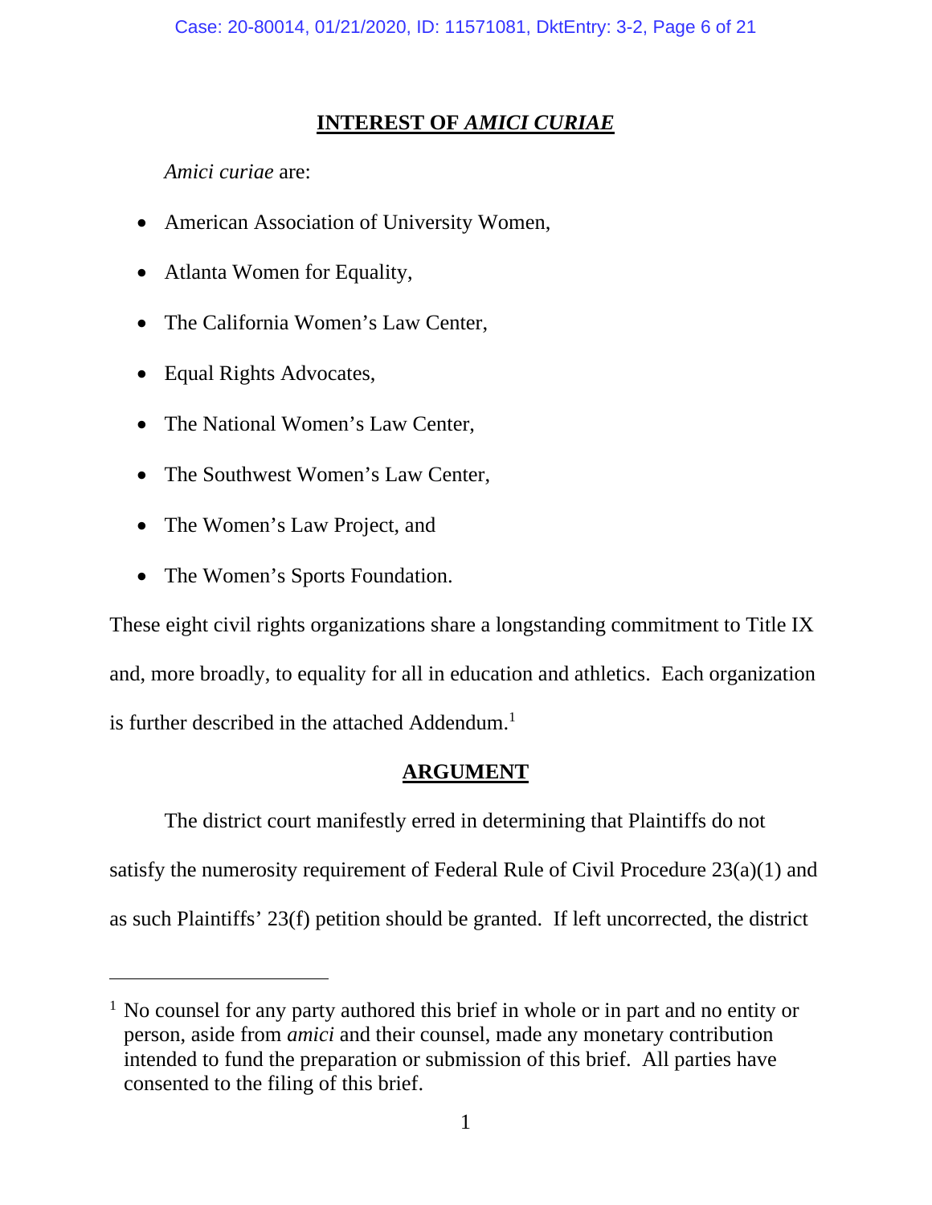## INTEREST OF *AMICI CURIAE*

*Amici curiae* are:

- American Association of University Women,
- Atlanta Women for Equality,
- The California Women's Law Center,
- Equal Rights Advocates,
- The National Women's Law Center,
- The Southwest Women's Law Center,
- The Women's Law Project, and
- The Women's Sports Foundation.

These eight civil rights organizations share a longstanding commitment to Title IX and, more broadly, to equality for all in education and athletics. Each organization is further described in the attached Addendum.[1]

## ARGUMENT

The district court manifestly erred in determining that Plaintiffs do not satisfy the numerosity requirement of Federal Rule of Civil Procedure 23(a)(1) and as such Plaintiffs' 23(f) petition should be granted. If left uncorrected, the district

---

[1] No counsel for any party authored this brief in whole or in part and no entity or person, aside from *amici* and their counsel, made any monetary contribution intended to fund the preparation or submission of this brief. All parties have consented to the filing of this brief.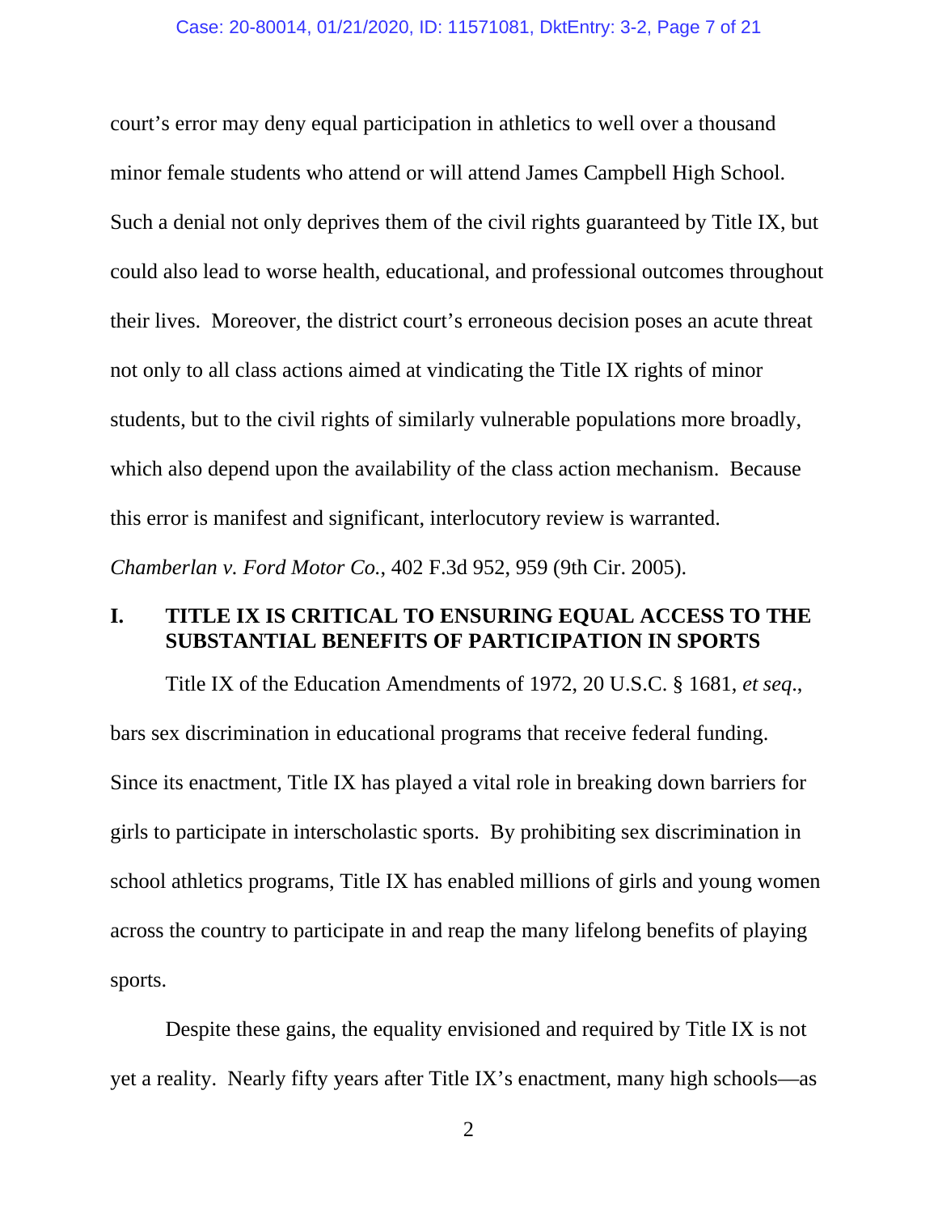court's error may deny equal participation in athletics to well over a thousand minor female students who attend or will attend James Campbell High School. Such a denial not only deprives them of the civil rights guaranteed by Title IX, but could also lead to worse health, educational, and professional outcomes throughout their lives. Moreover, the district court's erroneous decision poses an acute threat not only to all class actions aimed at vindicating the Title IX rights of minor students, but to the civil rights of similarly vulnerable populations more broadly, which also depend upon the availability of the class action mechanism. Because this error is manifest and significant, interlocutory review is warranted. *Chamberlan v. Ford Motor Co.*, 402 F.3d 952, 959 (9th Cir. 2005).

## I. TITLE IX IS CRITICAL TO ENSURING EQUAL ACCESS TO THE SUBSTANTIAL BENEFITS OF PARTICIPATION IN SPORTS

Title IX of the Education Amendments of 1972, 20 U.S.C. § 1681, *et seq.*, bars sex discrimination in educational programs that receive federal funding. Since its enactment, Title IX has played a vital role in breaking down barriers for girls to participate in interscholastic sports. By prohibiting sex discrimination in school athletics programs, Title IX has enabled millions of girls and young women across the country to participate in and reap the many lifelong benefits of playing sports.

Despite these gains, the equality envisioned and required by Title IX is not yet a reality. Nearly fifty years after Title IX's enactment, many high schools—as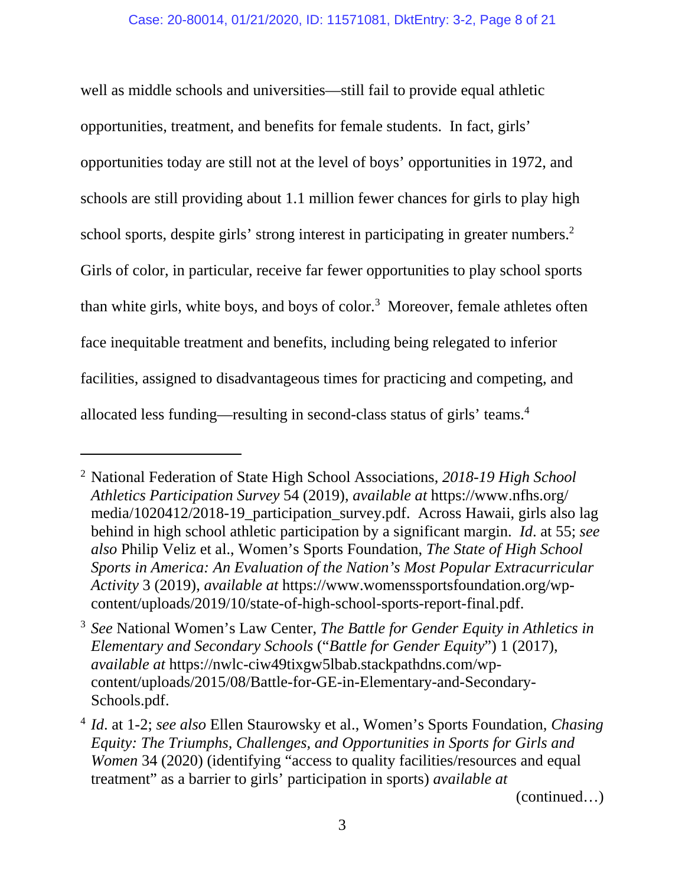well as middle schools and universities—still fail to provide equal athletic opportunities, treatment, and benefits for female students. In fact, girls' opportunities today are still not at the level of boys' opportunities in 1972, and schools are still providing about 1.1 million fewer chances for girls to play high school sports, despite girls' strong interest in participating in greater numbers.[2] Girls of color, in particular, receive far fewer opportunities to play school sports than white girls, white boys, and boys of color.[3] Moreover, female athletes often face inequitable treatment and benefits, including being relegated to inferior facilities, assigned to disadvantageous times for practicing and competing, and allocated less funding—resulting in second-class status of girls' teams.[4]

---

[2] National Federation of State High School Associations, *2018-19 High School Athletics Participation Survey* 54 (2019), *available at* https://www.nfhs.org/media/1020412/2018-19_participation_survey.pdf. Across Hawaii, girls also lag behind in high school athletic participation by a significant margin. *Id*. at 55; *see also* Philip Veliz et al., Women's Sports Foundation, *The State of High School Sports in America: An Evaluation of the Nation's Most Popular Extracurricular Activity* 3 (2019), *available at* https://www.womenssportsfoundation.org/wp-content/uploads/2019/10/state-of-high-school-sports-report-final.pdf.

[3] *See* National Women's Law Center, *The Battle for Gender Equity in Athletics in Elementary and Secondary Schools* ("*Battle for Gender Equity*") 1 (2017), *available at* https://nwlc-ciw49tixgw5lbab.stackpathdns.com/wp-content/uploads/2015/08/Battle-for-GE-in-Elementary-and-Secondary-Schools.pdf.

[4] *Id*. at 1-2; *see also* Ellen Staurowsky et al., Women's Sports Foundation, *Chasing Equity: The Triumphs, Challenges, and Opportunities in Sports for Girls and Women* 34 (2020) (identifying "access to quality facilities/resources and equal treatment" as a barrier to girls' participation in sports) *available at*

(continued…)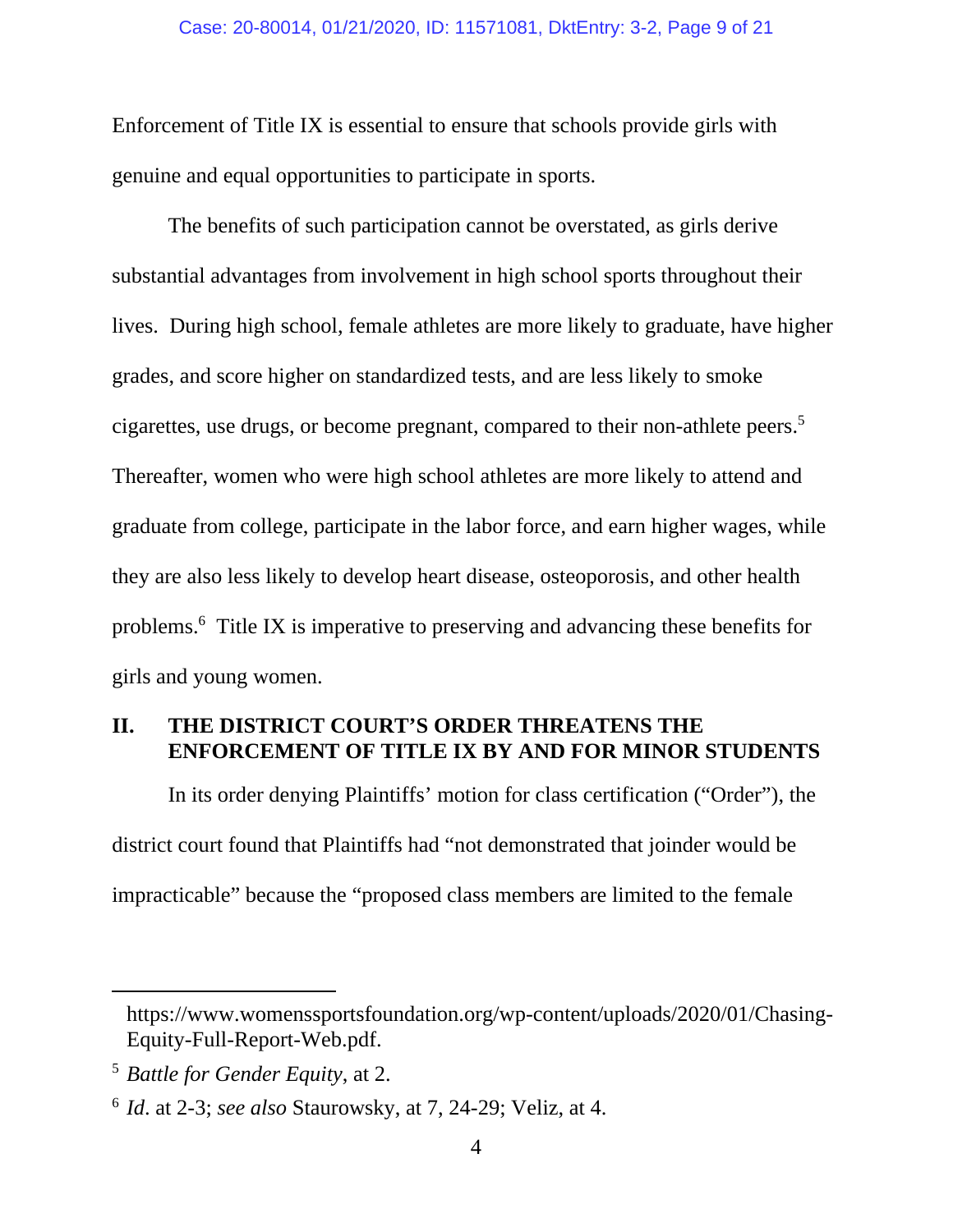Enforcement of Title IX is essential to ensure that schools provide girls with genuine and equal opportunities to participate in sports.

The benefits of such participation cannot be overstated, as girls derive substantial advantages from involvement in high school sports throughout their lives. During high school, female athletes are more likely to graduate, have higher grades, and score higher on standardized tests, and are less likely to smoke cigarettes, use drugs, or become pregnant, compared to their non-athlete peers.[5] Thereafter, women who were high school athletes are more likely to attend and graduate from college, participate in the labor force, and earn higher wages, while they are also less likely to develop heart disease, osteoporosis, and other health problems.[6] Title IX is imperative to preserving and advancing these benefits for girls and young women.

## II. THE DISTRICT COURT'S ORDER THREATENS THE ENFORCEMENT OF TITLE IX BY AND FOR MINOR STUDENTS

In its order denying Plaintiffs' motion for class certification ("Order"), the district court found that Plaintiffs had "not demonstrated that joinder would be impracticable" because the "proposed class members are limited to the female

---

https://www.womenssportsfoundation.org/wp-content/uploads/2020/01/Chasing-Equity-Full-Report-Web.pdf.

[5] *Battle for Gender Equity*, at 2.

[6] *Id*. at 2-3; *see also* Staurowsky, at 7, 24-29; Veliz, at 4.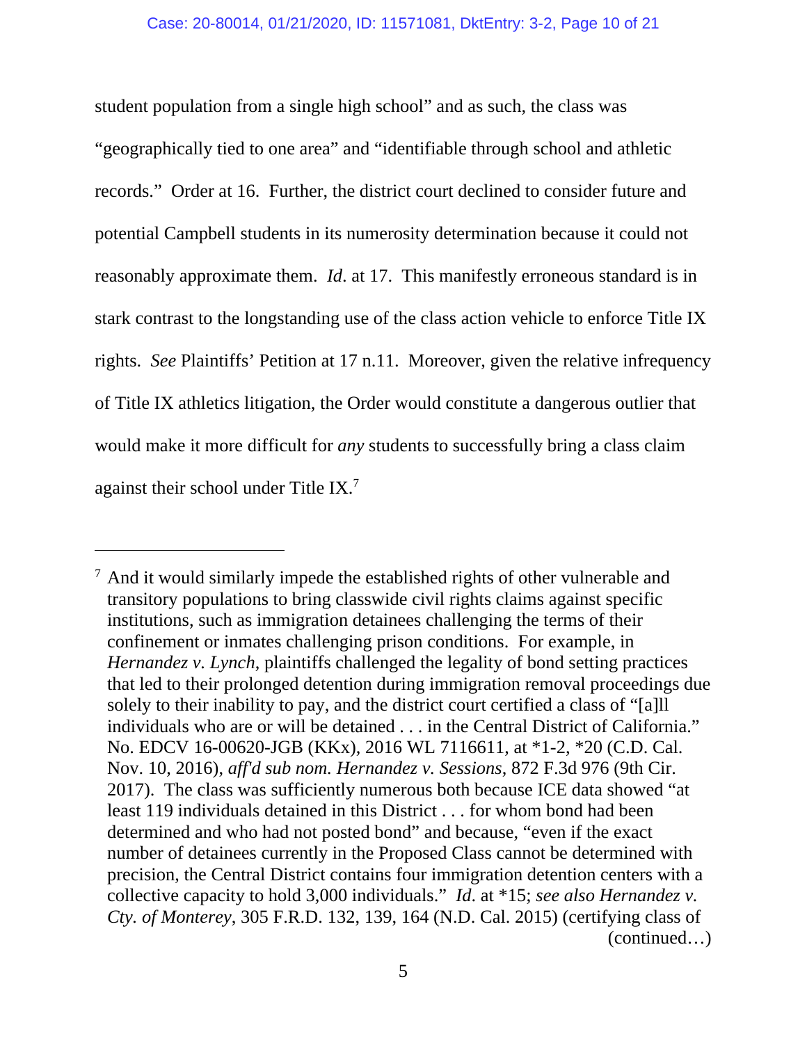student population from a single high school" and as such, the class was "geographically tied to one area" and "identifiable through school and athletic records." Order at 16. Further, the district court declined to consider future and potential Campbell students in its numerosity determination because it could not reasonably approximate them. *Id.* at 17. This manifestly erroneous standard is in stark contrast to the longstanding use of the class action vehicle to enforce Title IX rights. *See* Plaintiffs' Petition at 17 n.11. Moreover, given the relative infrequency of Title IX athletics litigation, the Order would constitute a dangerous outlier that would make it more difficult for *any* students to successfully bring a class claim against their school under Title IX.[7]

---

[7] And it would similarly impede the established rights of other vulnerable and transitory populations to bring classwide civil rights claims against specific institutions, such as immigration detainees challenging the terms of their confinement or inmates challenging prison conditions. For example, in *Hernandez v. Lynch*, plaintiffs challenged the legality of bond setting practices that led to their prolonged detention during immigration removal proceedings due solely to their inability to pay, and the district court certified a class of "[a]ll individuals who are or will be detained . . . in the Central District of California." No. EDCV 16-00620-JGB (KKx), 2016 WL 7116611, at *1-2, *20 (C.D. Cal. Nov. 10, 2016), *aff'd sub nom. Hernandez v. Sessions*, 872 F.3d 976 (9th Cir. 2017). The class was sufficiently numerous both because ICE data showed "at least 119 individuals detained in this District . . . for whom bond had been determined and who had not posted bond" and because, "even if the exact number of detainees currently in the Proposed Class cannot be determined with precision, the Central District contains four immigration detention centers with a collective capacity to hold 3,000 individuals." *Id.* at *15; *see also Hernandez v. Cty. of Monterey*, 305 F.R.D. 132, 139, 164 (N.D. Cal. 2015) (certifying class of (continued…)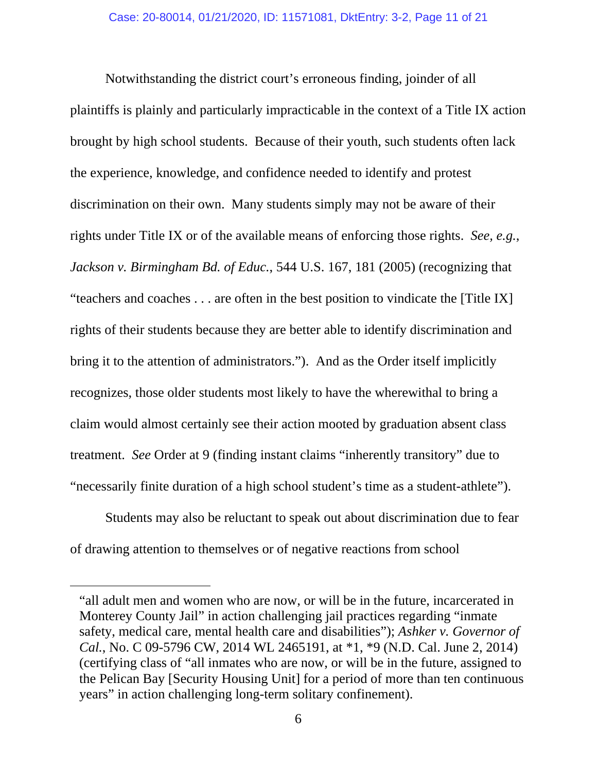Notwithstanding the district court's erroneous finding, joinder of all plaintiffs is plainly and particularly impracticable in the context of a Title IX action brought by high school students. Because of their youth, such students often lack the experience, knowledge, and confidence needed to identify and protest discrimination on their own. Many students simply may not be aware of their rights under Title IX or of the available means of enforcing those rights. *See, e.g.*, *Jackson v. Birmingham Bd. of Educ.*, 544 U.S. 167, 181 (2005) (recognizing that "teachers and coaches . . . are often in the best position to vindicate the [Title IX] rights of their students because they are better able to identify discrimination and bring it to the attention of administrators."). And as the Order itself implicitly recognizes, those older students most likely to have the wherewithal to bring a claim would almost certainly see their action mooted by graduation absent class treatment. *See* Order at 9 (finding instant claims "inherently transitory" due to "necessarily finite duration of a high school student's time as a student-athlete").

Students may also be reluctant to speak out about discrimination due to fear of drawing attention to themselves or of negative reactions from school

---

"all adult men and women who are now, or will be in the future, incarcerated in Monterey County Jail" in action challenging jail practices regarding "inmate safety, medical care, mental health care and disabilities"); *Ashker v. Governor of Cal.*, No. C 09-5796 CW, 2014 WL 2465191, at *1, *9 (N.D. Cal. June 2, 2014) (certifying class of "all inmates who are now, or will be in the future, assigned to the Pelican Bay [Security Housing Unit] for a period of more than ten continuous years" in action challenging long-term solitary confinement).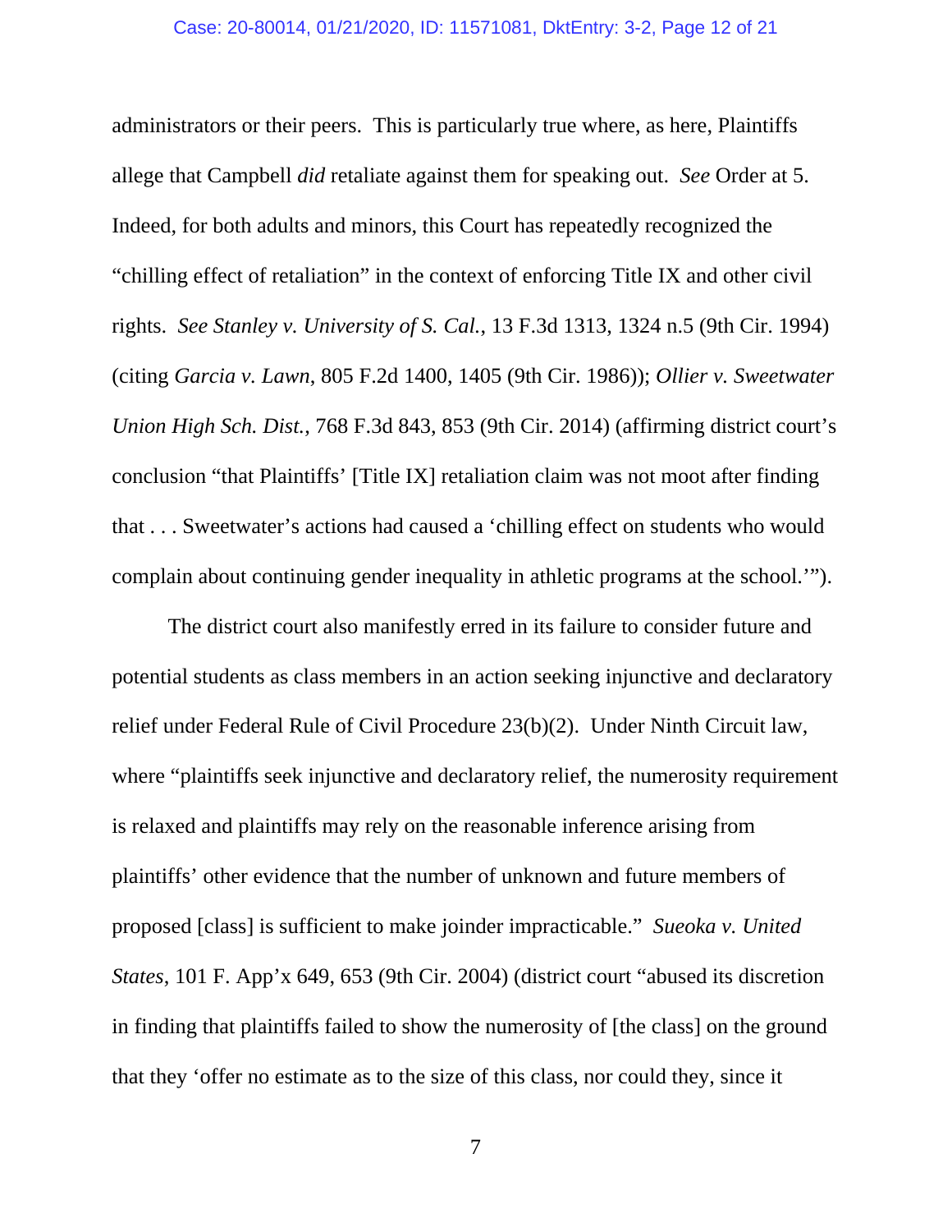administrators or their peers. This is particularly true where, as here, Plaintiffs allege that Campbell *did* retaliate against them for speaking out. *See* Order at 5. Indeed, for both adults and minors, this Court has repeatedly recognized the "chilling effect of retaliation" in the context of enforcing Title IX and other civil rights. *See Stanley v. University of S. Cal.*, 13 F.3d 1313, 1324 n.5 (9th Cir. 1994) (citing *Garcia v. Lawn*, 805 F.2d 1400, 1405 (9th Cir. 1986)); *Ollier v. Sweetwater Union High Sch. Dist.*, 768 F.3d 843, 853 (9th Cir. 2014) (affirming district court's conclusion "that Plaintiffs' [Title IX] retaliation claim was not moot after finding that . . . Sweetwater's actions had caused a 'chilling effect on students who would complain about continuing gender inequality in athletic programs at the school.'").

The district court also manifestly erred in its failure to consider future and potential students as class members in an action seeking injunctive and declaratory relief under Federal Rule of Civil Procedure 23(b)(2). Under Ninth Circuit law, where "plaintiffs seek injunctive and declaratory relief, the numerosity requirement is relaxed and plaintiffs may rely on the reasonable inference arising from plaintiffs' other evidence that the number of unknown and future members of proposed [class] is sufficient to make joinder impracticable." *Sueoka v. United States*, 101 F. App'x 649, 653 (9th Cir. 2004) (district court "abused its discretion in finding that plaintiffs failed to show the numerosity of [the class] on the ground that they 'offer no estimate as to the size of this class, nor could they, since it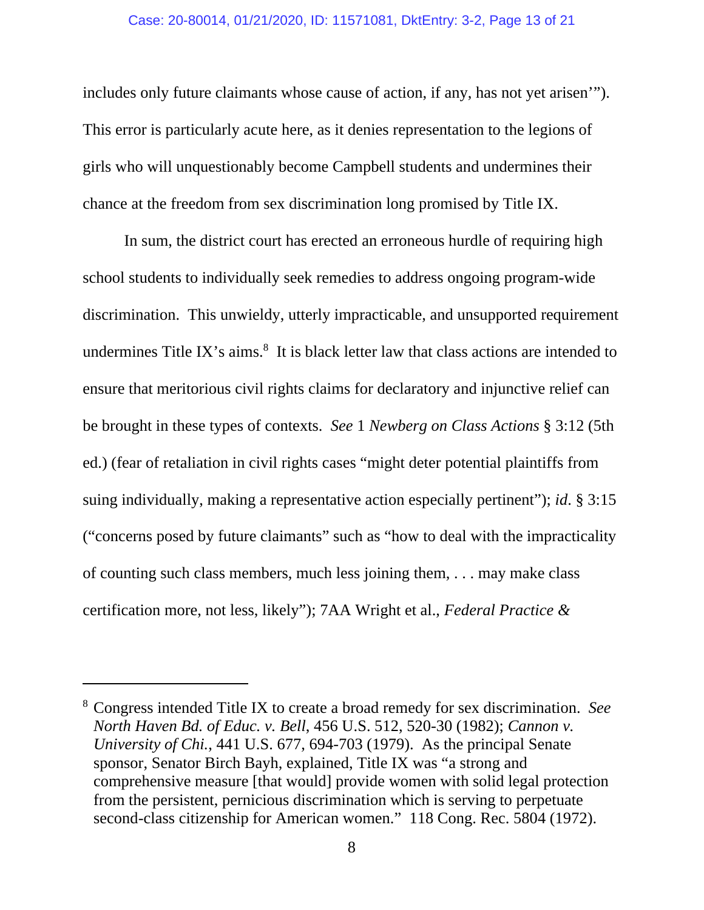includes only future claimants whose cause of action, if any, has not yet arisen'"). This error is particularly acute here, as it denies representation to the legions of girls who will unquestionably become Campbell students and undermines their chance at the freedom from sex discrimination long promised by Title IX.

In sum, the district court has erected an erroneous hurdle of requiring high school students to individually seek remedies to address ongoing program-wide discrimination. This unwieldy, utterly impracticable, and unsupported requirement undermines Title IX's aims.[8] It is black letter law that class actions are intended to ensure that meritorious civil rights claims for declaratory and injunctive relief can be brought in these types of contexts. *See* 1 *Newberg on Class Actions* § 3:12 (5th ed.) (fear of retaliation in civil rights cases "might deter potential plaintiffs from suing individually, making a representative action especially pertinent"); *id*. § 3:15 ("concerns posed by future claimants" such as "how to deal with the impracticality of counting such class members, much less joining them, . . . may make class certification more, not less, likely"); 7AA Wright et al., *Federal Practice &*

---

[8] Congress intended Title IX to create a broad remedy for sex discrimination. *See North Haven Bd. of Educ. v. Bell*, 456 U.S. 512, 520-30 (1982); *Cannon v. University of Chi.*, 441 U.S. 677, 694-703 (1979). As the principal Senate sponsor, Senator Birch Bayh, explained, Title IX was "a strong and comprehensive measure [that would] provide women with solid legal protection from the persistent, pernicious discrimination which is serving to perpetuate second-class citizenship for American women." 118 Cong. Rec. 5804 (1972).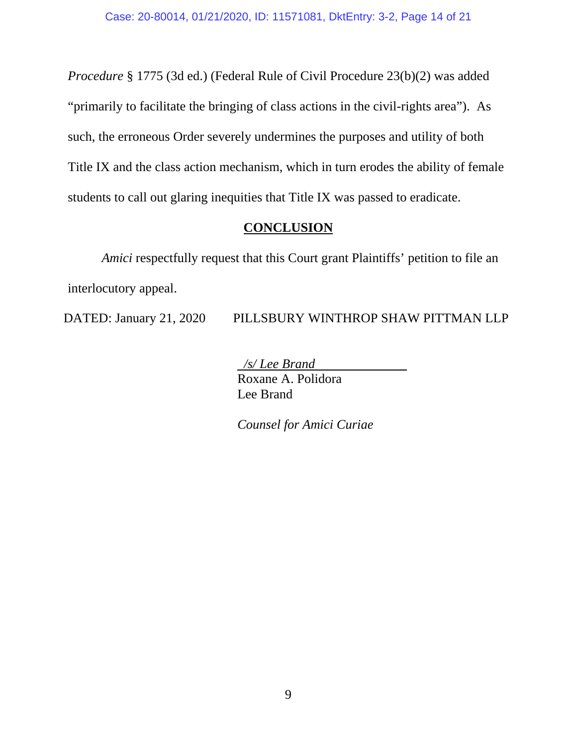*Procedure* § 1775 (3d ed.) (Federal Rule of Civil Procedure 23(b)(2) was added "primarily to facilitate the bringing of class actions in the civil-rights area"). As such, the erroneous Order severely undermines the purposes and utility of both Title IX and the class action mechanism, which in turn erodes the ability of female students to call out glaring inequities that Title IX was passed to eradicate.

## CONCLUSION

*Amici* respectfully request that this Court grant Plaintiffs' petition to file an interlocutory appeal.

DATED: January 21, 2020 PILLSBURY WINTHROP SHAW PITTMAN LLP

*/s/ Lee Brand*
Roxane A. Polidora
Lee Brand

*Counsel for Amici Curiae*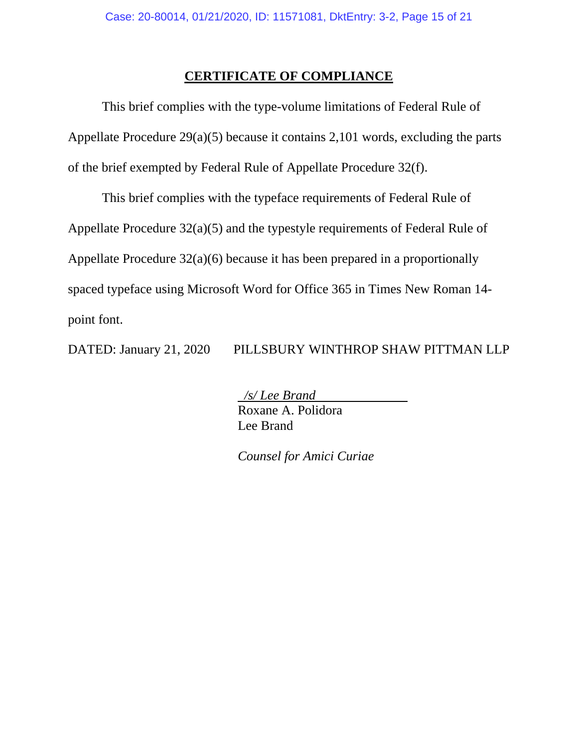## **CERTIFICATE OF COMPLIANCE**

This brief complies with the type-volume limitations of Federal Rule of Appellate Procedure 29(a)(5) because it contains 2,101 words, excluding the parts of the brief exempted by Federal Rule of Appellate Procedure 32(f).

This brief complies with the typeface requirements of Federal Rule of Appellate Procedure 32(a)(5) and the typestyle requirements of Federal Rule of Appellate Procedure 32(a)(6) because it has been prepared in a proportionally spaced typeface using Microsoft Word for Office 365 in Times New Roman 14-point font.

DATED: January 21, 2020 PILLSBURY WINTHROP SHAW PITTMAN LLP

*/s/ Lee Brand*
Roxane A. Polidora
Lee Brand

*Counsel for Amici Curiae*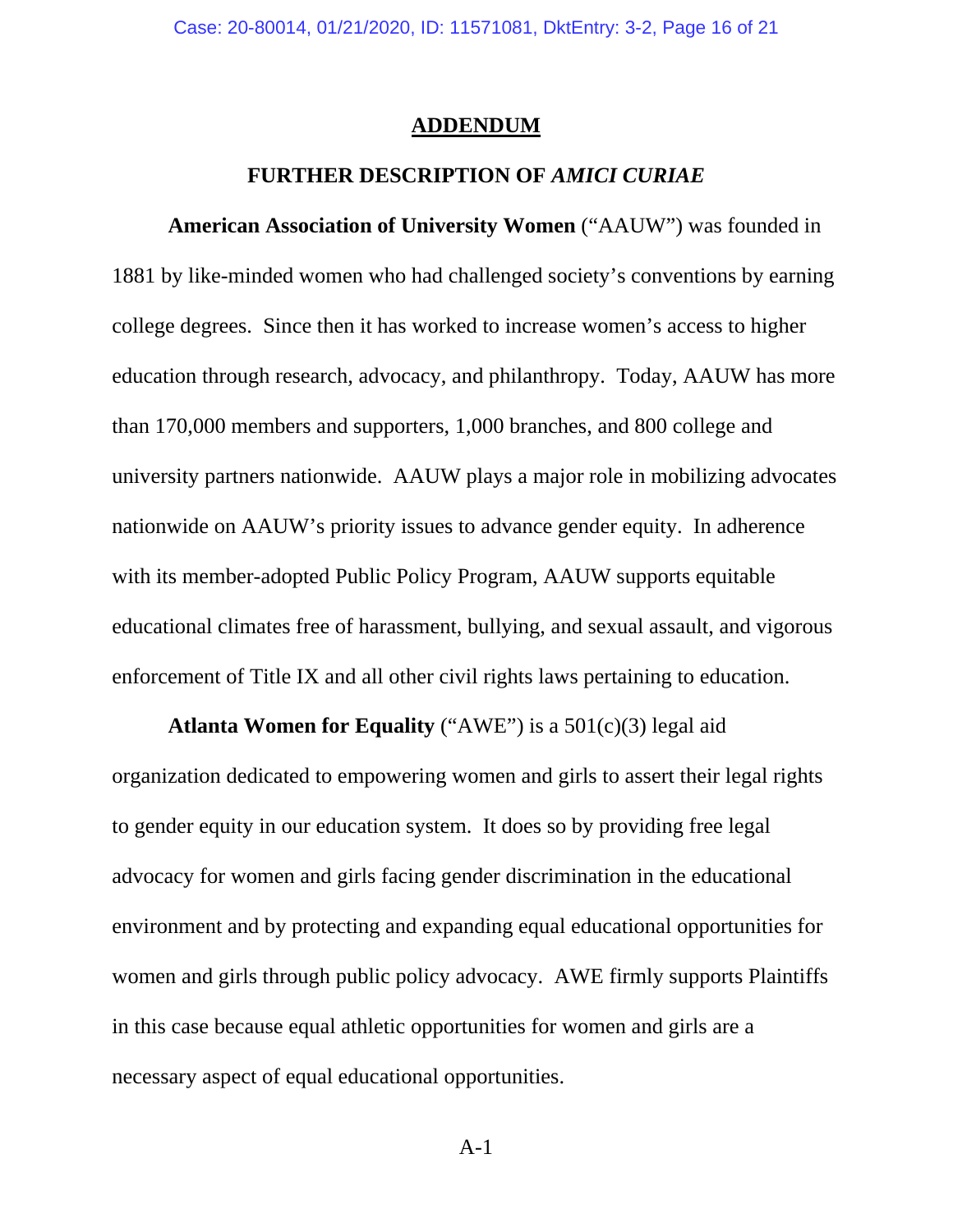# ADDENDUM

## FURTHER DESCRIPTION OF *AMICI CURIAE*

**American Association of University Women** ("AAUW") was founded in 1881 by like-minded women who had challenged society's conventions by earning college degrees. Since then it has worked to increase women's access to higher education through research, advocacy, and philanthropy. Today, AAUW has more than 170,000 members and supporters, 1,000 branches, and 800 college and university partners nationwide. AAUW plays a major role in mobilizing advocates nationwide on AAUW's priority issues to advance gender equity. In adherence with its member-adopted Public Policy Program, AAUW supports equitable educational climates free of harassment, bullying, and sexual assault, and vigorous enforcement of Title IX and all other civil rights laws pertaining to education.

**Atlanta Women for Equality** ("AWE") is a 501(c)(3) legal aid organization dedicated to empowering women and girls to assert their legal rights to gender equity in our education system. It does so by providing free legal advocacy for women and girls facing gender discrimination in the educational environment and by protecting and expanding equal educational opportunities for women and girls through public policy advocacy. AWE firmly supports Plaintiffs in this case because equal athletic opportunities for women and girls are a necessary aspect of equal educational opportunities.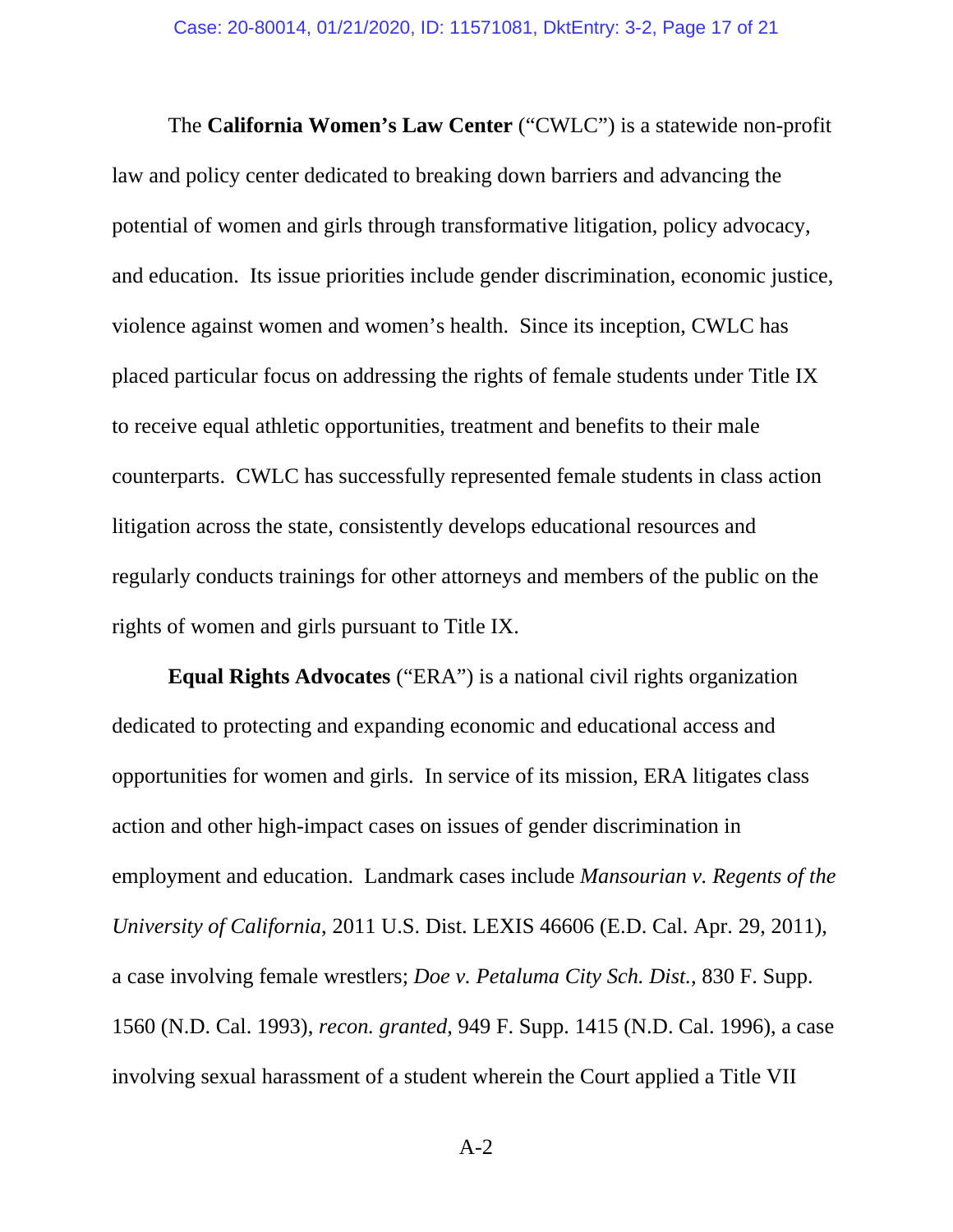The **California Women's Law Center** ("CWLC") is a statewide non-profit law and policy center dedicated to breaking down barriers and advancing the potential of women and girls through transformative litigation, policy advocacy, and education. Its issue priorities include gender discrimination, economic justice, violence against women and women's health. Since its inception, CWLC has placed particular focus on addressing the rights of female students under Title IX to receive equal athletic opportunities, treatment and benefits to their male counterparts. CWLC has successfully represented female students in class action litigation across the state, consistently develops educational resources and regularly conducts trainings for other attorneys and members of the public on the rights of women and girls pursuant to Title IX.

**Equal Rights Advocates** ("ERA") is a national civil rights organization dedicated to protecting and expanding economic and educational access and opportunities for women and girls. In service of its mission, ERA litigates class action and other high-impact cases on issues of gender discrimination in employment and education. Landmark cases include *Mansourian v. Regents of the University of California*, 2011 U.S. Dist. LEXIS 46606 (E.D. Cal. Apr. 29, 2011), a case involving female wrestlers; *Doe v. Petaluma City Sch. Dist.*, 830 F. Supp. 1560 (N.D. Cal. 1993), *recon. granted*, 949 F. Supp. 1415 (N.D. Cal. 1996), a case involving sexual harassment of a student wherein the Court applied a Title VII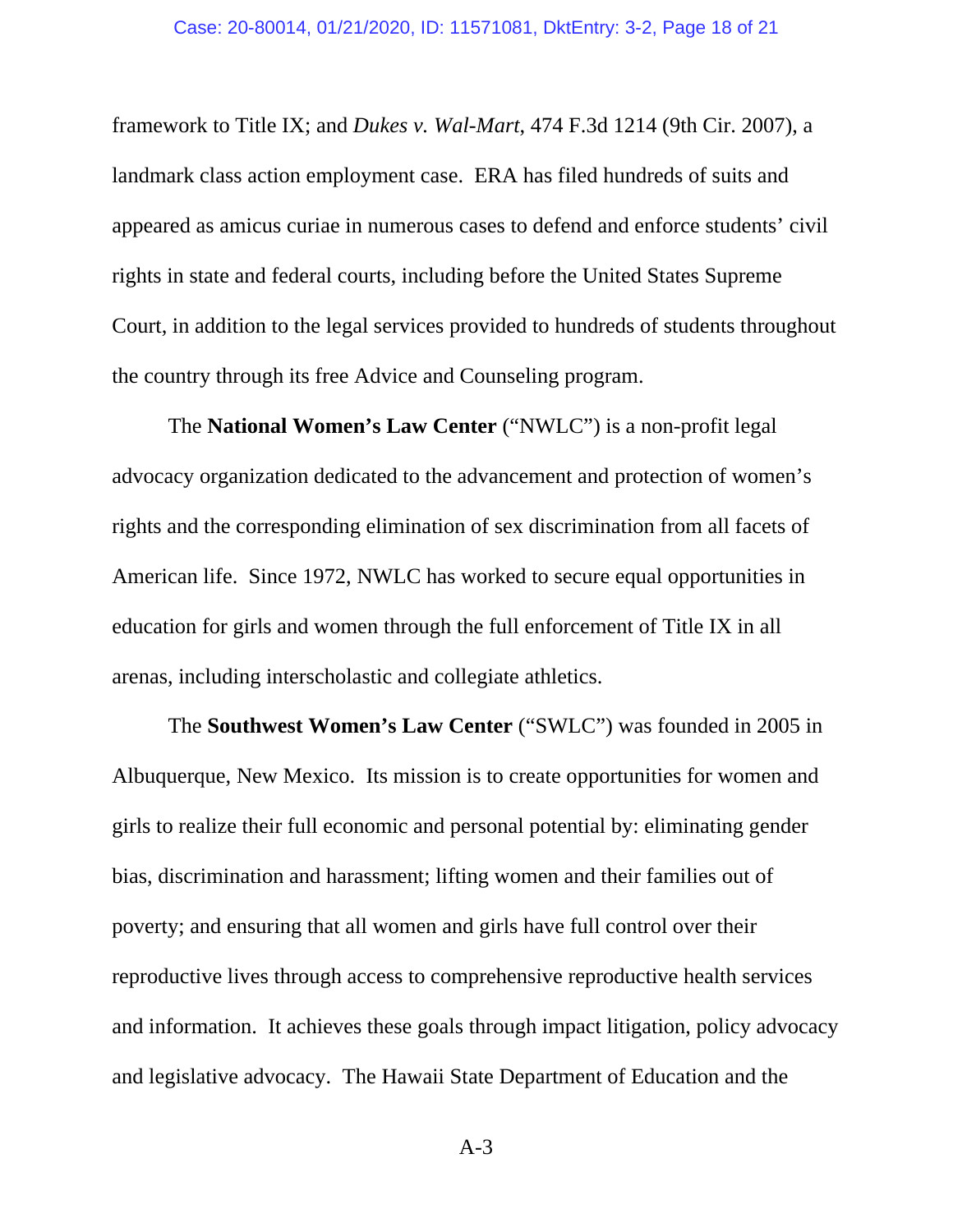framework to Title IX; and *Dukes v. Wal-Mart*, 474 F.3d 1214 (9th Cir. 2007), a landmark class action employment case. ERA has filed hundreds of suits and appeared as amicus curiae in numerous cases to defend and enforce students' civil rights in state and federal courts, including before the United States Supreme Court, in addition to the legal services provided to hundreds of students throughout the country through its free Advice and Counseling program.

The **National Women's Law Center** ("NWLC") is a non-profit legal advocacy organization dedicated to the advancement and protection of women's rights and the corresponding elimination of sex discrimination from all facets of American life. Since 1972, NWLC has worked to secure equal opportunities in education for girls and women through the full enforcement of Title IX in all arenas, including interscholastic and collegiate athletics.

The **Southwest Women's Law Center** ("SWLC") was founded in 2005 in Albuquerque, New Mexico. Its mission is to create opportunities for women and girls to realize their full economic and personal potential by: eliminating gender bias, discrimination and harassment; lifting women and their families out of poverty; and ensuring that all women and girls have full control over their reproductive lives through access to comprehensive reproductive health services and information. It achieves these goals through impact litigation, policy advocacy and legislative advocacy. The Hawaii State Department of Education and the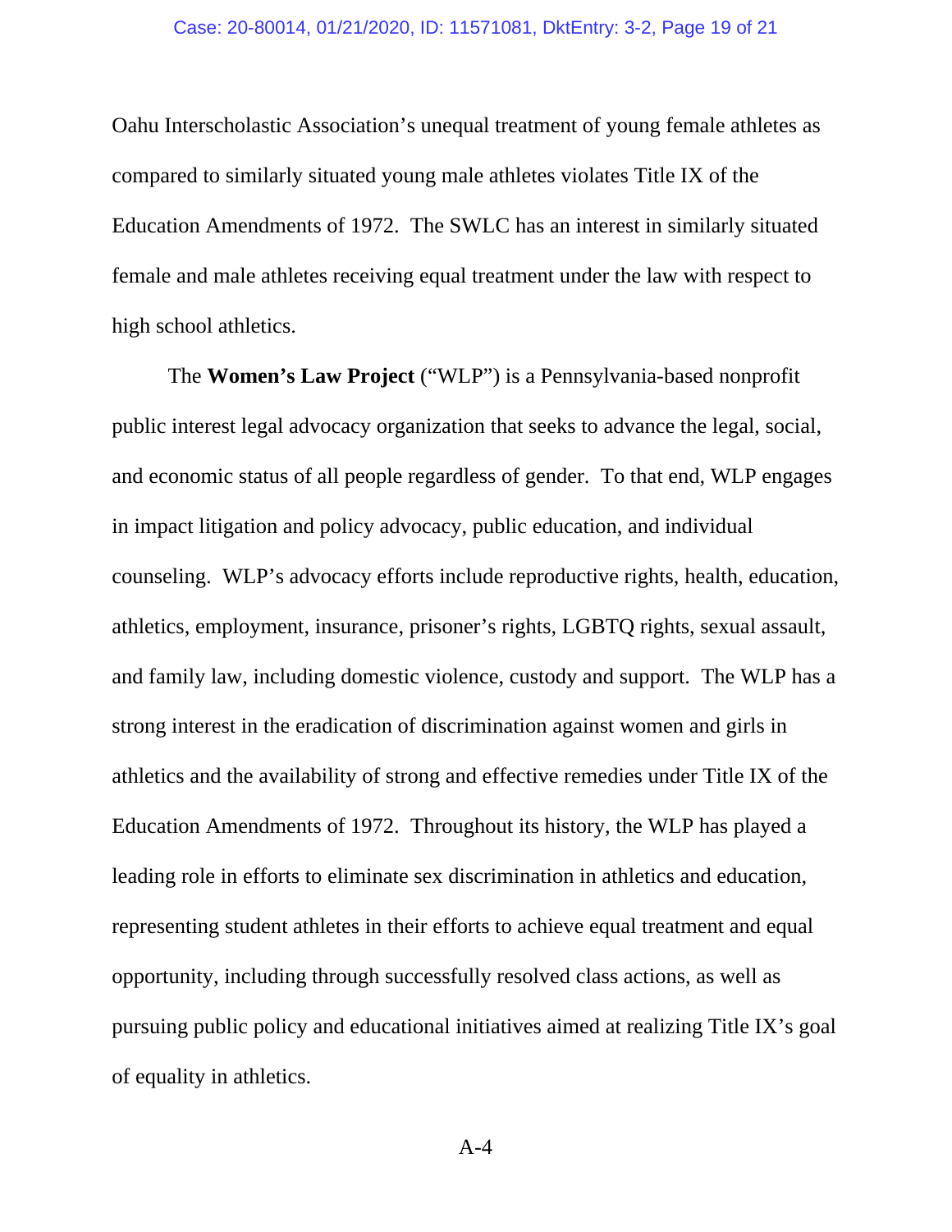Oahu Interscholastic Association's unequal treatment of young female athletes as compared to similarly situated young male athletes violates Title IX of the Education Amendments of 1972. The SWLC has an interest in similarly situated female and male athletes receiving equal treatment under the law with respect to high school athletics.

The **Women's Law Project** ("WLP") is a Pennsylvania-based nonprofit public interest legal advocacy organization that seeks to advance the legal, social, and economic status of all people regardless of gender. To that end, WLP engages in impact litigation and policy advocacy, public education, and individual counseling. WLP's advocacy efforts include reproductive rights, health, education, athletics, employment, insurance, prisoner's rights, LGBTQ rights, sexual assault, and family law, including domestic violence, custody and support. The WLP has a strong interest in the eradication of discrimination against women and girls in athletics and the availability of strong and effective remedies under Title IX of the Education Amendments of 1972. Throughout its history, the WLP has played a leading role in efforts to eliminate sex discrimination in athletics and education, representing student athletes in their efforts to achieve equal treatment and equal opportunity, including through successfully resolved class actions, as well as pursuing public policy and educational initiatives aimed at realizing Title IX's goal of equality in athletics.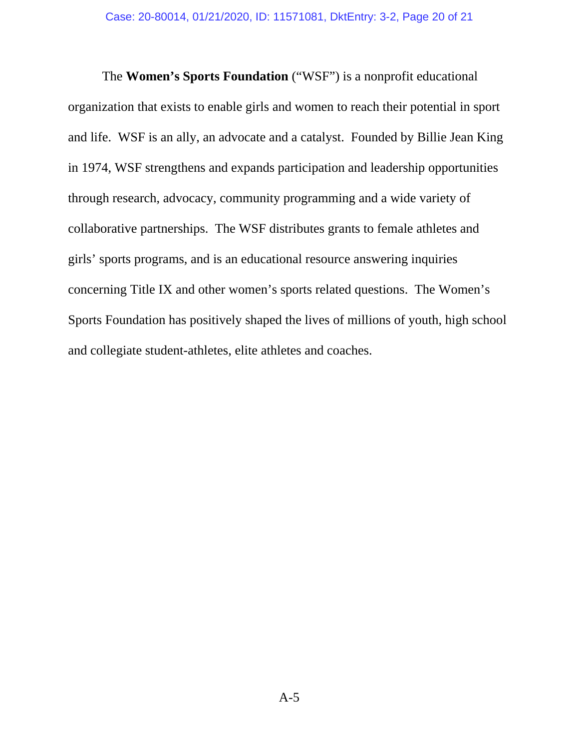The **Women's Sports Foundation** ("WSF") is a nonprofit educational organization that exists to enable girls and women to reach their potential in sport and life. WSF is an ally, an advocate and a catalyst. Founded by Billie Jean King in 1974, WSF strengthens and expands participation and leadership opportunities through research, advocacy, community programming and a wide variety of collaborative partnerships. The WSF distributes grants to female athletes and girls' sports programs, and is an educational resource answering inquiries concerning Title IX and other women's sports related questions. The Women's Sports Foundation has positively shaped the lives of millions of youth, high school and collegiate student-athletes, elite athletes and coaches.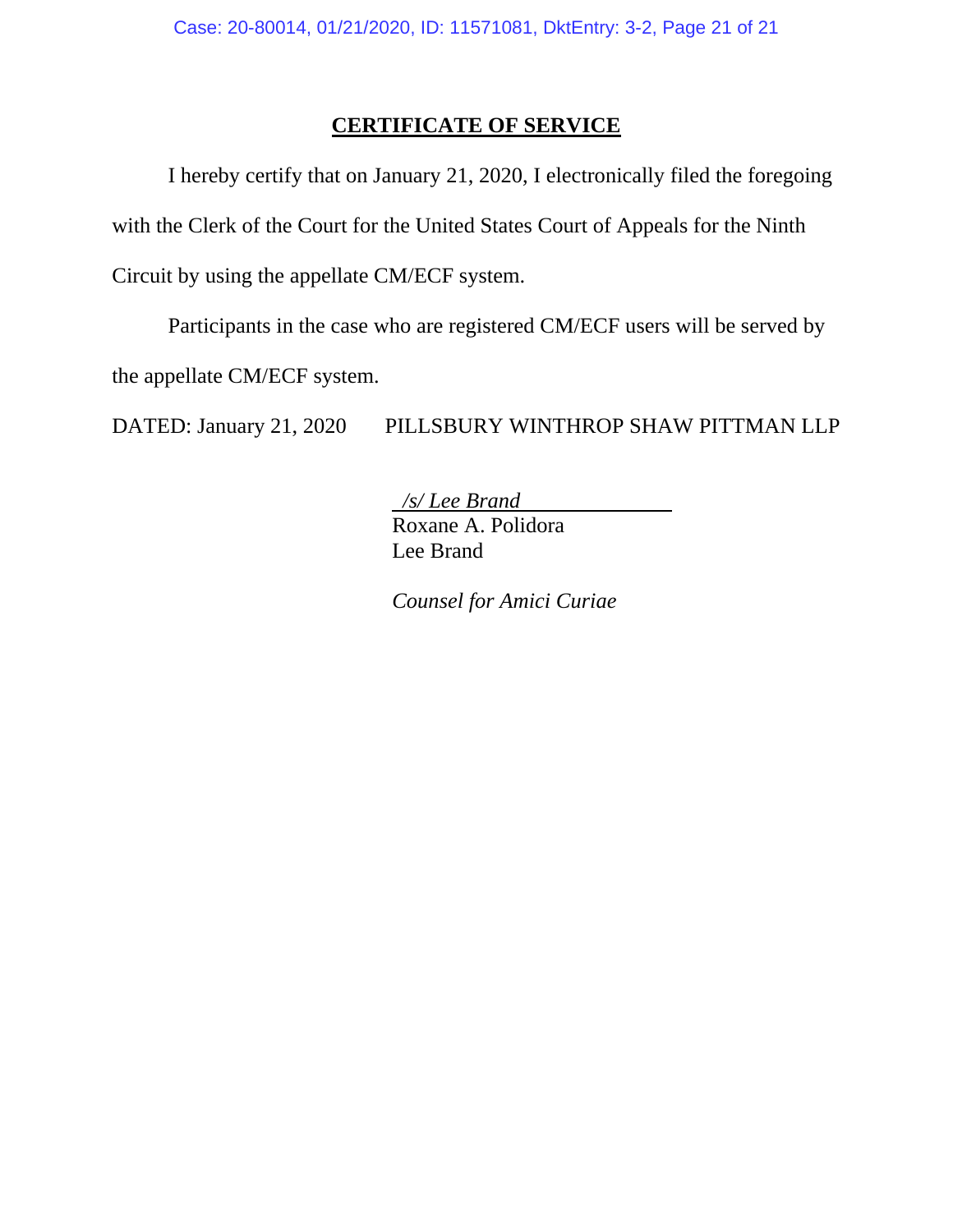**CERTIFICATE OF SERVICE**

I hereby certify that on January 21, 2020, I electronically filed the foregoing with the Clerk of the Court for the United States Court of Appeals for the Ninth Circuit by using the appellate CM/ECF system.

Participants in the case who are registered CM/ECF users will be served by the appellate CM/ECF system.

DATED: January 21, 2020 PILLSBURY WINTHROP SHAW PITTMAN LLP

*/s/ Lee Brand*
Roxane A. Polidora
Lee Brand

*Counsel for Amici Curiae*